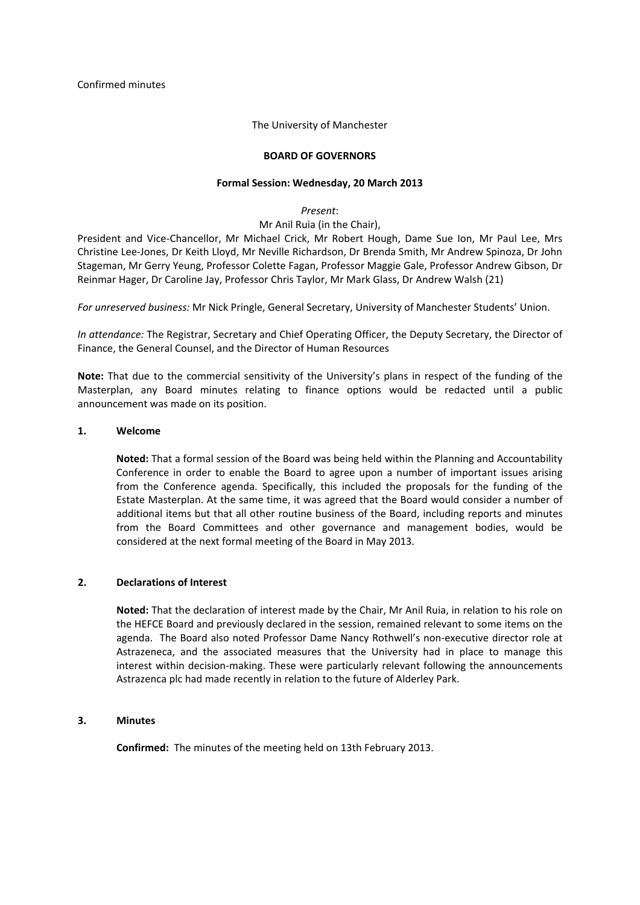Confirmed minutes

The University of Manchester

**BOARD OF GOVERNORS**

**Formal Session: Wednesday, 20 March 2013**

*Present*:

Mr Anil Ruia (in the Chair),

President and Vice-Chancellor, Mr Michael Crick, Mr Robert Hough, Dame Sue Ion, Mr Paul Lee, Mrs Christine Lee-Jones, Dr Keith Lloyd, Mr Neville Richardson, Dr Brenda Smith, Mr Andrew Spinoza, Dr John Stageman, Mr Gerry Yeung, Professor Colette Fagan, Professor Maggie Gale, Professor Andrew Gibson, Dr Reinmar Hager, Dr Caroline Jay, Professor Chris Taylor, Mr Mark Glass, Dr Andrew Walsh (21)

*For unreserved business:* Mr Nick Pringle, General Secretary, University of Manchester Students' Union.

*In attendance:* The Registrar, Secretary and Chief Operating Officer, the Deputy Secretary, the Director of Finance, the General Counsel, and the Director of Human Resources

**Note:** That due to the commercial sensitivity of the University's plans in respect of the funding of the Masterplan, any Board minutes relating to finance options would be redacted until a public announcement was made on its position.

## 1. Welcome

**Noted:** That a formal session of the Board was being held within the Planning and Accountability Conference in order to enable the Board to agree upon a number of important issues arising from the Conference agenda. Specifically, this included the proposals for the funding of the Estate Masterplan. At the same time, it was agreed that the Board would consider a number of additional items but that all other routine business of the Board, including reports and minutes from the Board Committees and other governance and management bodies, would be considered at the next formal meeting of the Board in May 2013.

## 2. Declarations of Interest

**Noted:** That the declaration of interest made by the Chair, Mr Anil Ruia, in relation to his role on the HEFCE Board and previously declared in the session, remained relevant to some items on the agenda. The Board also noted Professor Dame Nancy Rothwell's non-executive director role at Astrazeneca, and the associated measures that the University had in place to manage this interest within decision-making. These were particularly relevant following the announcements Astrazenca plc had made recently in relation to the future of Alderley Park.

## 3. Minutes

**Confirmed:** The minutes of the meeting held on 13th February 2013.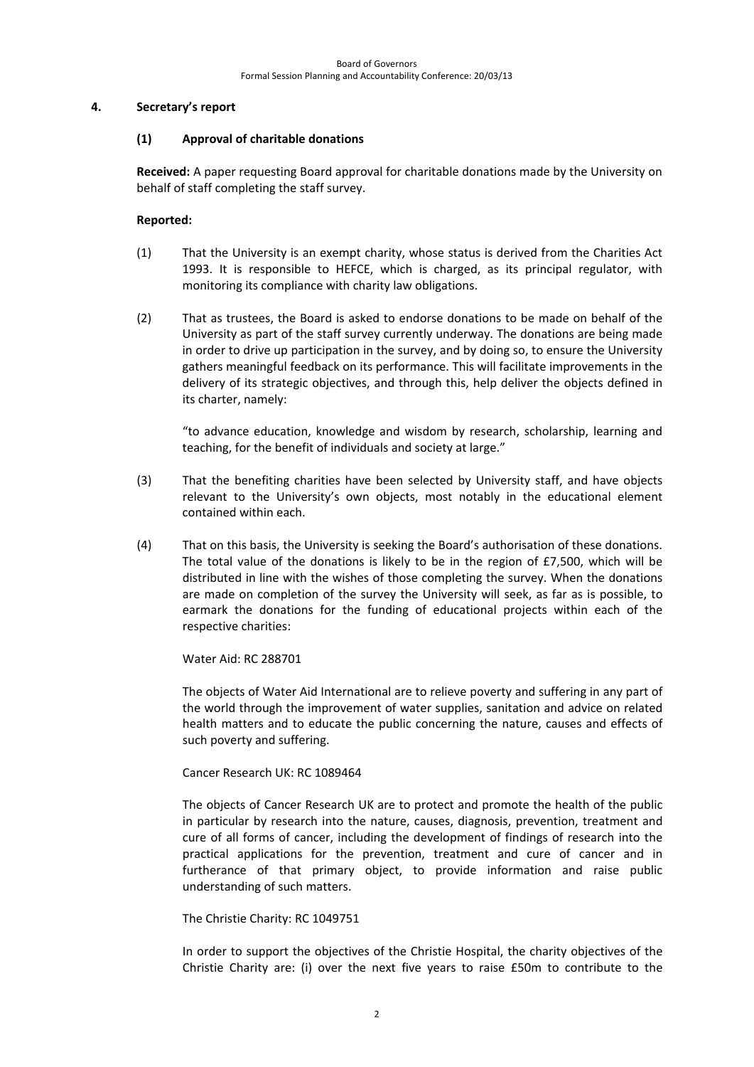## 4. Secretary's report

### (1) Approval of charitable donations

**Received:** A paper requesting Board approval for charitable donations made by the University on behalf of staff completing the staff survey.

**Reported:**

(1) That the University is an exempt charity, whose status is derived from the Charities Act 1993. It is responsible to HEFCE, which is charged, as its principal regulator, with monitoring its compliance with charity law obligations.

(2) That as trustees, the Board is asked to endorse donations to be made on behalf of the University as part of the staff survey currently underway. The donations are being made in order to drive up participation in the survey, and by doing so, to ensure the University gathers meaningful feedback on its performance. This will facilitate improvements in the delivery of its strategic objectives, and through this, help deliver the objects defined in its charter, namely:

"to advance education, knowledge and wisdom by research, scholarship, learning and teaching, for the benefit of individuals and society at large."

(3) That the benefiting charities have been selected by University staff, and have objects relevant to the University's own objects, most notably in the educational element contained within each.

(4) That on this basis, the University is seeking the Board's authorisation of these donations. The total value of the donations is likely to be in the region of £7,500, which will be distributed in line with the wishes of those completing the survey. When the donations are made on completion of the survey the University will seek, as far as is possible, to earmark the donations for the funding of educational projects within each of the respective charities:

Water Aid: RC 288701

The objects of Water Aid International are to relieve poverty and suffering in any part of the world through the improvement of water supplies, sanitation and advice on related health matters and to educate the public concerning the nature, causes and effects of such poverty and suffering.

Cancer Research UK: RC 1089464

The objects of Cancer Research UK are to protect and promote the health of the public in particular by research into the nature, causes, diagnosis, prevention, treatment and cure of all forms of cancer, including the development of findings of research into the practical applications for the prevention, treatment and cure of cancer and in furtherance of that primary object, to provide information and raise public understanding of such matters.

The Christie Charity: RC 1049751

In order to support the objectives of the Christie Hospital, the charity objectives of the Christie Charity are: (i) over the next five years to raise £50m to contribute to the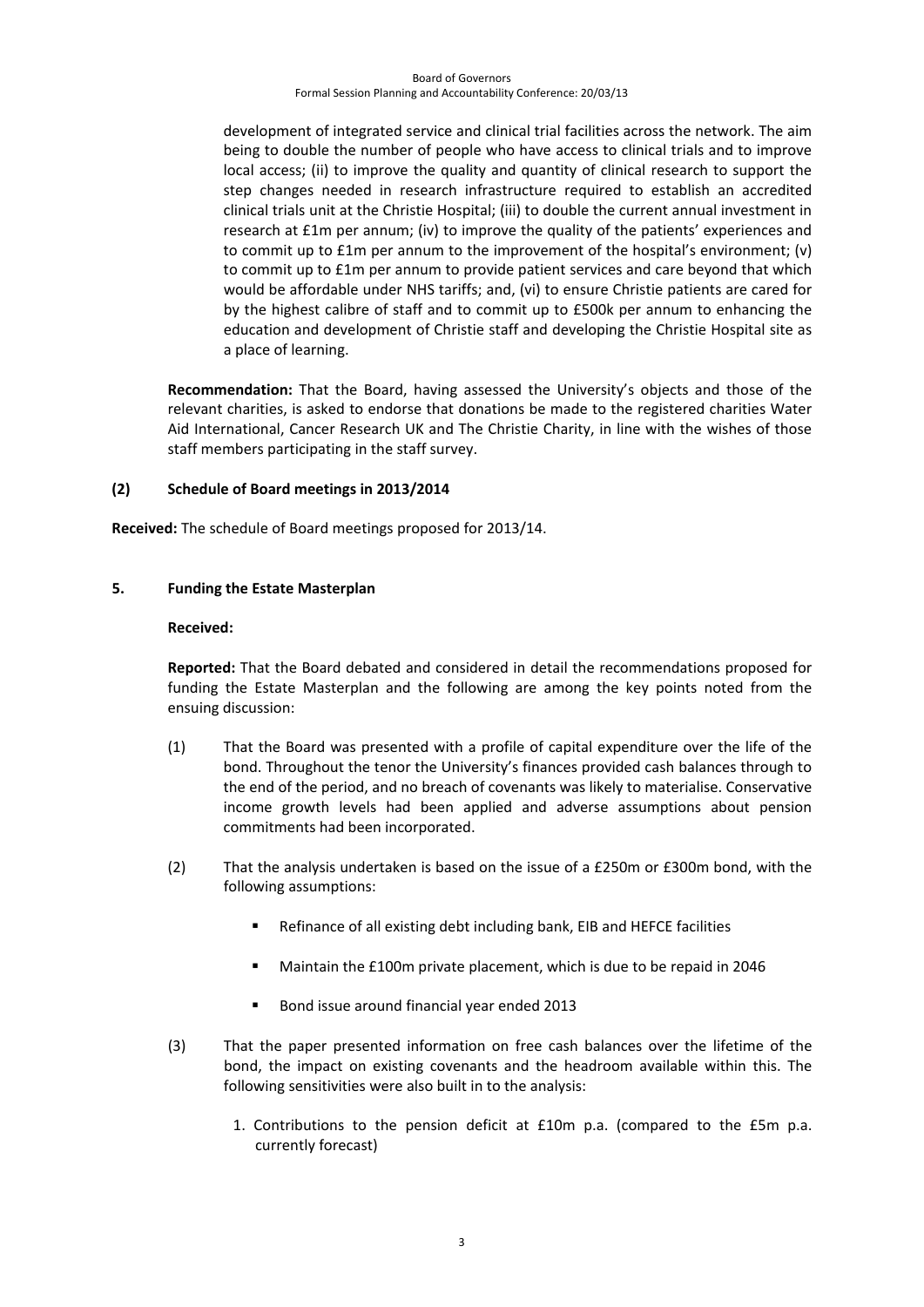development of integrated service and clinical trial facilities across the network. The aim being to double the number of people who have access to clinical trials and to improve local access; (ii) to improve the quality and quantity of clinical research to support the step changes needed in research infrastructure required to establish an accredited clinical trials unit at the Christie Hospital; (iii) to double the current annual investment in research at £1m per annum; (iv) to improve the quality of the patients' experiences and to commit up to £1m per annum to the improvement of the hospital's environment; (v) to commit up to £1m per annum to provide patient services and care beyond that which would be affordable under NHS tariffs; and, (vi) to ensure Christie patients are cared for by the highest calibre of staff and to commit up to £500k per annum to enhancing the education and development of Christie staff and developing the Christie Hospital site as a place of learning.

**Recommendation:** That the Board, having assessed the University's objects and those of the relevant charities, is asked to endorse that donations be made to the registered charities Water Aid International, Cancer Research UK and The Christie Charity, in line with the wishes of those staff members participating in the staff survey.

**(2) Schedule of Board meetings in 2013/2014**

**Received:** The schedule of Board meetings proposed for 2013/14.

**5. Funding the Estate Masterplan**

**Received:**

**Reported:** That the Board debated and considered in detail the recommendations proposed for funding the Estate Masterplan and the following are among the key points noted from the ensuing discussion:

(1) That the Board was presented with a profile of capital expenditure over the life of the bond. Throughout the tenor the University's finances provided cash balances through to the end of the period, and no breach of covenants was likely to materialise. Conservative income growth levels had been applied and adverse assumptions about pension commitments had been incorporated.

(2) That the analysis undertaken is based on the issue of a £250m or £300m bond, with the following assumptions:

- Refinance of all existing debt including bank, EIB and HEFCE facilities
- Maintain the £100m private placement, which is due to be repaid in 2046
- Bond issue around financial year ended 2013

(3) That the paper presented information on free cash balances over the lifetime of the bond, the impact on existing covenants and the headroom available within this. The following sensitivities were also built in to the analysis:

1. Contributions to the pension deficit at £10m p.a. (compared to the £5m p.a. currently forecast)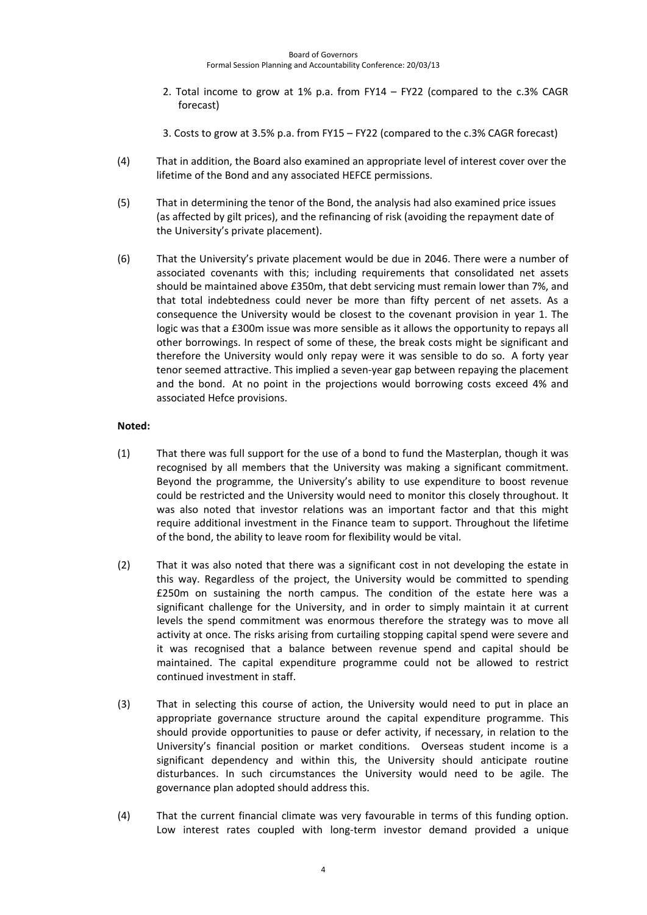2. Total income to grow at 1% p.a. from FY14 – FY22 (compared to the c.3% CAGR forecast)

3. Costs to grow at 3.5% p.a. from FY15 – FY22 (compared to the c.3% CAGR forecast)

(4) That in addition, the Board also examined an appropriate level of interest cover over the lifetime of the Bond and any associated HEFCE permissions.

(5) That in determining the tenor of the Bond, the analysis had also examined price issues (as affected by gilt prices), and the refinancing of risk (avoiding the repayment date of the University's private placement).

(6) That the University's private placement would be due in 2046. There were a number of associated covenants with this; including requirements that consolidated net assets should be maintained above £350m, that debt servicing must remain lower than 7%, and that total indebtedness could never be more than fifty percent of net assets. As a consequence the University would be closest to the covenant provision in year 1. The logic was that a £300m issue was more sensible as it allows the opportunity to repays all other borrowings. In respect of some of these, the break costs might be significant and therefore the University would only repay were it was sensible to do so. A forty year tenor seemed attractive. This implied a seven-year gap between repaying the placement and the bond. At no point in the projections would borrowing costs exceed 4% and associated Hefce provisions.

**Noted:**

(1) That there was full support for the use of a bond to fund the Masterplan, though it was recognised by all members that the University was making a significant commitment. Beyond the programme, the University's ability to use expenditure to boost revenue could be restricted and the University would need to monitor this closely throughout. It was also noted that investor relations was an important factor and that this might require additional investment in the Finance team to support. Throughout the lifetime of the bond, the ability to leave room for flexibility would be vital.

(2) That it was also noted that there was a significant cost in not developing the estate in this way. Regardless of the project, the University would be committed to spending £250m on sustaining the north campus. The condition of the estate here was a significant challenge for the University, and in order to simply maintain it at current levels the spend commitment was enormous therefore the strategy was to move all activity at once. The risks arising from curtailing stopping capital spend were severe and it was recognised that a balance between revenue spend and capital should be maintained. The capital expenditure programme could not be allowed to restrict continued investment in staff.

(3) That in selecting this course of action, the University would need to put in place an appropriate governance structure around the capital expenditure programme. This should provide opportunities to pause or defer activity, if necessary, in relation to the University's financial position or market conditions. Overseas student income is a significant dependency and within this, the University should anticipate routine disturbances. In such circumstances the University would need to be agile. The governance plan adopted should address this.

(4) That the current financial climate was very favourable in terms of this funding option. Low interest rates coupled with long-term investor demand provided a unique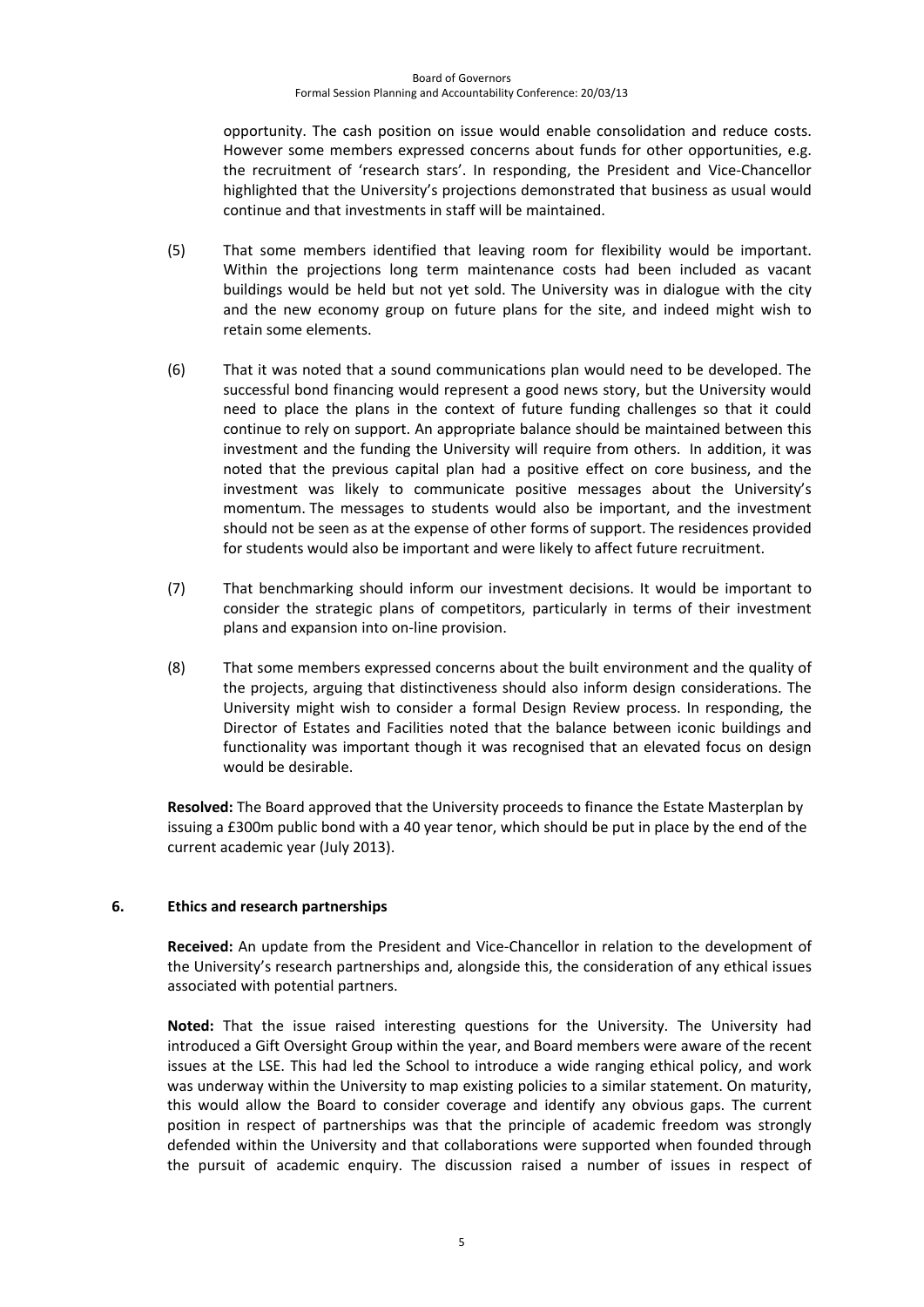opportunity. The cash position on issue would enable consolidation and reduce costs. However some members expressed concerns about funds for other opportunities, e.g. the recruitment of 'research stars'. In responding, the President and Vice-Chancellor highlighted that the University's projections demonstrated that business as usual would continue and that investments in staff will be maintained.

(5) That some members identified that leaving room for flexibility would be important. Within the projections long term maintenance costs had been included as vacant buildings would be held but not yet sold. The University was in dialogue with the city and the new economy group on future plans for the site, and indeed might wish to retain some elements.

(6) That it was noted that a sound communications plan would need to be developed. The successful bond financing would represent a good news story, but the University would need to place the plans in the context of future funding challenges so that it could continue to rely on support. An appropriate balance should be maintained between this investment and the funding the University will require from others. In addition, it was noted that the previous capital plan had a positive effect on core business, and the investment was likely to communicate positive messages about the University's momentum. The messages to students would also be important, and the investment should not be seen as at the expense of other forms of support. The residences provided for students would also be important and were likely to affect future recruitment.

(7) That benchmarking should inform our investment decisions. It would be important to consider the strategic plans of competitors, particularly in terms of their investment plans and expansion into on-line provision.

(8) That some members expressed concerns about the built environment and the quality of the projects, arguing that distinctiveness should also inform design considerations. The University might wish to consider a formal Design Review process. In responding, the Director of Estates and Facilities noted that the balance between iconic buildings and functionality was important though it was recognised that an elevated focus on design would be desirable.

**Resolved:** The Board approved that the University proceeds to finance the Estate Masterplan by issuing a £300m public bond with a 40 year tenor, which should be put in place by the end of the current academic year (July 2013).

## 6. Ethics and research partnerships

**Received:** An update from the President and Vice-Chancellor in relation to the development of the University's research partnerships and, alongside this, the consideration of any ethical issues associated with potential partners.

**Noted:** That the issue raised interesting questions for the University. The University had introduced a Gift Oversight Group within the year, and Board members were aware of the recent issues at the LSE. This had led the School to introduce a wide ranging ethical policy, and work was underway within the University to map existing policies to a similar statement. On maturity, this would allow the Board to consider coverage and identify any obvious gaps. The current position in respect of partnerships was that the principle of academic freedom was strongly defended within the University and that collaborations were supported when founded through the pursuit of academic enquiry. The discussion raised a number of issues in respect of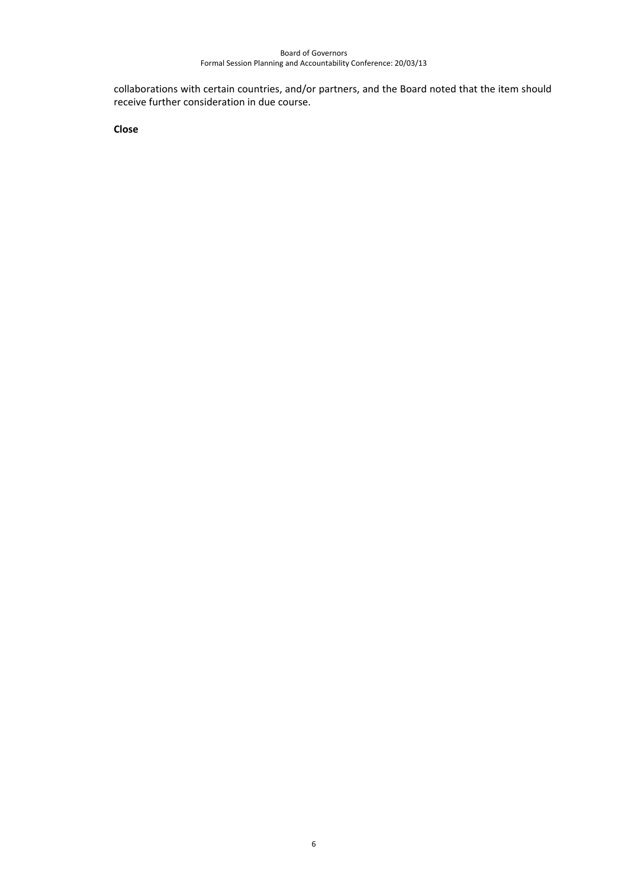collaborations with certain countries, and/or partners, and the Board noted that the item should receive further consideration in due course.

**Close**